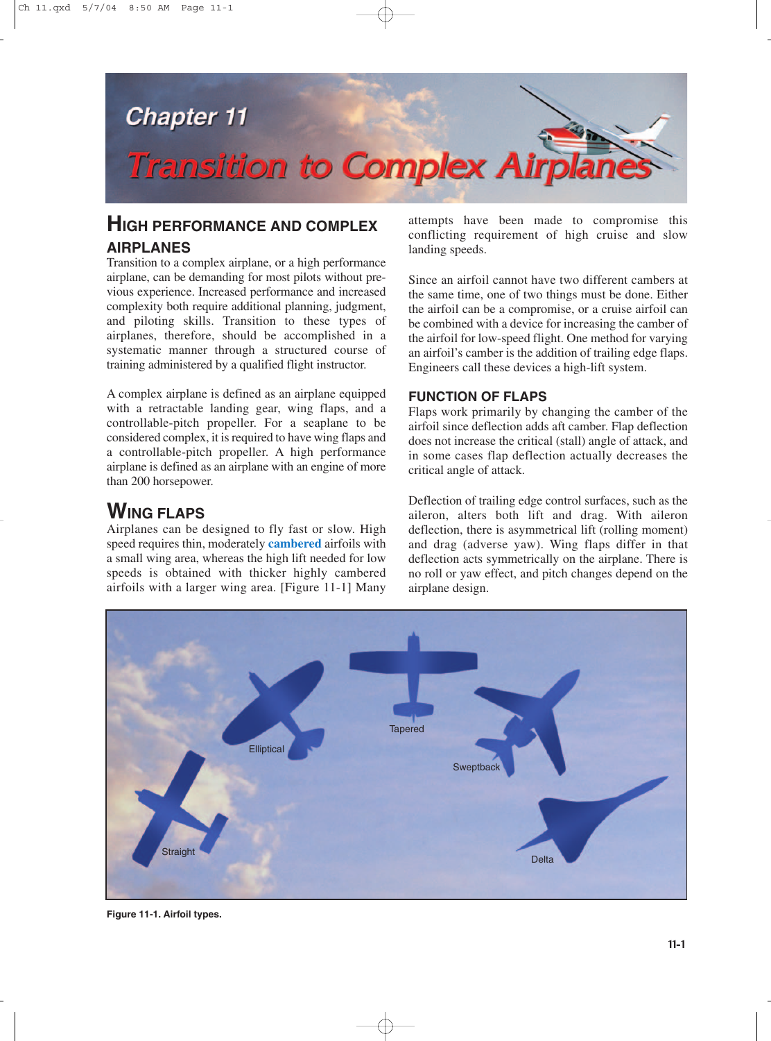# Chapter 11

# Transition to Complex Airplanes

## HIGH PERFORMANCE AND COMPLEX AIRPLANES

Transition to a complex airplane, or a high performance airplane, can be demanding for most pilots without previous experience. Increased performance and increased complexity both require additional planning, judgment, and piloting skills. Transition to these types of airplanes, therefore, should be accomplished in a systematic manner through a structured course of training administered by a qualified flight instructor.

A complex airplane is defined as an airplane equipped with a retractable landing gear, wing flaps, and a controllable-pitch propeller. For a seaplane to be considered complex, it is required to have wing flaps and a controllable-pitch propeller. A high performance airplane is defined as an airplane with an engine of more than 200 horsepower.

## WING FLAPS

Airplanes can be designed to fly fast or slow. High speed requires thin, moderately **cambered** airfoils with a small wing area, whereas the high lift needed for low speeds is obtained with thicker highly cambered airfoils with a larger wing area. [Figure 11-1] Many attempts have been made to compromise this conflicting requirement of high cruise and slow landing speeds.

Since an airfoil cannot have two different cambers at the same time, one of two things must be done. Either the airfoil can be a compromise, or a cruise airfoil can be combined with a device for increasing the camber of the airfoil for low-speed flight. One method for varying an airfoil's camber is the addition of trailing edge flaps. Engineers call these devices a high-lift system.

### FUNCTION OF FLAPS

Flaps work primarily by changing the camber of the airfoil since deflection adds aft camber. Flap deflection does not increase the critical (stall) angle of attack, and in some cases flap deflection actually decreases the critical angle of attack.

Deflection of trailing edge control surfaces, such as the aileron, alters both lift and drag. With aileron deflection, there is asymmetrical lift (rolling moment) and drag (adverse yaw). Wing flaps differ in that deflection acts symmetrically on the airplane. There is no roll or yaw effect, and pitch changes depend on the airplane design.

**Figure 11-1. Airfoil types.**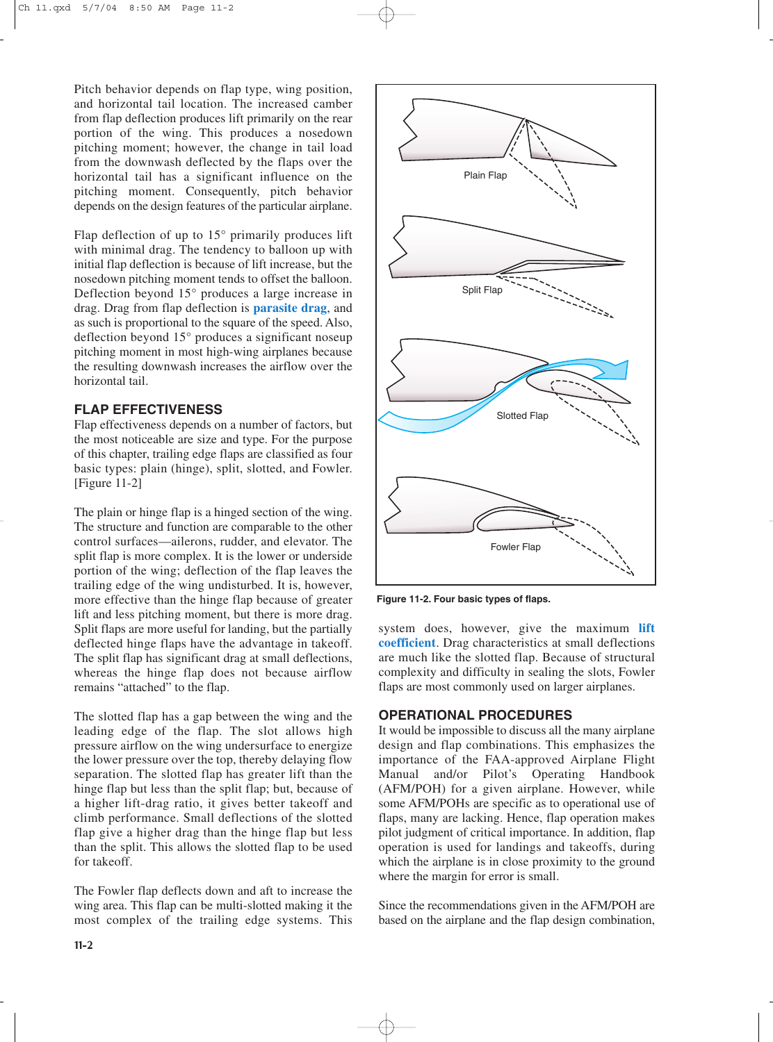Pitch behavior depends on flap type, wing position, and horizontal tail location. The increased camber from flap deflection produces lift primarily on the rear portion of the wing. This produces a nosedown pitching moment; however, the change in tail load from the downwash deflected by the flaps over the horizontal tail has a significant influence on the pitching moment. Consequently, pitch behavior depends on the design features of the particular airplane.

Flap deflection of up to 15° primarily produces lift with minimal drag. The tendency to balloon up with initial flap deflection is because of lift increase, but the nosedown pitching moment tends to offset the balloon. Deflection beyond 15° produces a large increase in drag. Drag from flap deflection is **parasite drag**, and as such is proportional to the square of the speed. Also, deflection beyond 15° produces a significant noseup pitching moment in most high-wing airplanes because the resulting downwash increases the airflow over the horizontal tail.

## FLAP EFFECTIVENESS

Flap effectiveness depends on a number of factors, but the most noticeable are size and type. For the purpose of this chapter, trailing edge flaps are classified as four basic types: plain (hinge), split, slotted, and Fowler. [Figure 11-2]

The plain or hinge flap is a hinged section of the wing. The structure and function are comparable to the other control surfaces—ailerons, rudder, and elevator. The split flap is more complex. It is the lower or underside portion of the wing; deflection of the flap leaves the trailing edge of the wing undisturbed. It is, however, more effective than the hinge flap because of greater lift and less pitching moment, but there is more drag. Split flaps are more useful for landing, but the partially deflected hinge flaps have the advantage in takeoff. The split flap has significant drag at small deflections, whereas the hinge flap does not because airflow remains "attached" to the flap.

The slotted flap has a gap between the wing and the leading edge of the flap. The slot allows high pressure airflow on the wing undersurface to energize the lower pressure over the top, thereby delaying flow separation. The slotted flap has greater lift than the hinge flap but less than the split flap; but, because of a higher lift-drag ratio, it gives better takeoff and climb performance. Small deflections of the slotted flap give a higher drag than the hinge flap but less than the split. This allows the slotted flap to be used for takeoff.

The Fowler flap deflects down and aft to increase the wing area. This flap can be multi-slotted making it the most complex of the trailing edge systems. This system does, however, give the maximum **lift coefficient**. Drag characteristics at small deflections are much like the slotted flap. Because of structural complexity and difficulty in sealing the slots, Fowler flaps are most commonly used on larger airplanes.

Plain Flap

Split Flap

Slotted Flap

Fowler Flap

**Figure 11-2. Four basic types of flaps.**

## OPERATIONAL PROCEDURES

It would be impossible to discuss all the many airplane design and flap combinations. This emphasizes the importance of the FAA-approved Airplane Flight Manual and/or Pilot's Operating Handbook (AFM/POH) for a given airplane. However, while some AFM/POHs are specific as to operational use of flaps, many are lacking. Hence, flap operation makes pilot judgment of critical importance. In addition, flap operation is used for landings and takeoffs, during which the airplane is in close proximity to the ground where the margin for error is small.

Since the recommendations given in the AFM/POH are based on the airplane and the flap design combination,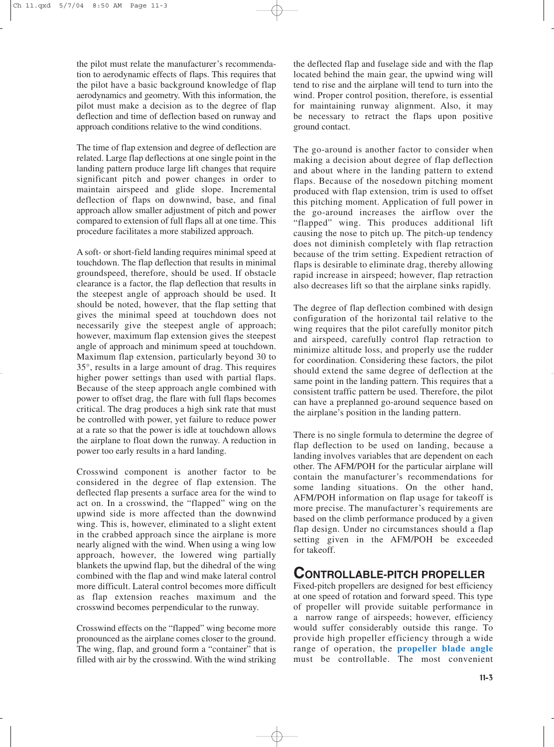the pilot must relate the manufacturer's recommendation to aerodynamic effects of flaps. This requires that the pilot have a basic background knowledge of flap aerodynamics and geometry. With this information, the pilot must make a decision as to the degree of flap deflection and time of deflection based on runway and approach conditions relative to the wind conditions.

The time of flap extension and degree of deflection are related. Large flap deflections at one single point in the landing pattern produce large lift changes that require significant pitch and power changes in order to maintain airspeed and glide slope. Incremental deflection of flaps on downwind, base, and final approach allow smaller adjustment of pitch and power compared to extension of full flaps all at one time. This procedure facilitates a more stabilized approach.

A soft- or short-field landing requires minimal speed at touchdown. The flap deflection that results in minimal groundspeed, therefore, should be used. If obstacle clearance is a factor, the flap deflection that results in the steepest angle of approach should be used. It should be noted, however, that the flap setting that gives the minimal speed at touchdown does not necessarily give the steepest angle of approach; however, maximum flap extension gives the steepest angle of approach and minimum speed at touchdown. Maximum flap extension, particularly beyond 30 to 35°, results in a large amount of drag. This requires higher power settings than used with partial flaps. Because of the steep approach angle combined with power to offset drag, the flare with full flaps becomes critical. The drag produces a high sink rate that must be controlled with power, yet failure to reduce power at a rate so that the power is idle at touchdown allows the airplane to float down the runway. A reduction in power too early results in a hard landing.

Crosswind component is another factor to be considered in the degree of flap extension. The deflected flap presents a surface area for the wind to act on. In a crosswind, the "flapped" wing on the upwind side is more affected than the downwind wing. This is, however, eliminated to a slight extent in the crabbed approach since the airplane is more nearly aligned with the wind. When using a wing low approach, however, the lowered wing partially blankets the upwind flap, but the dihedral of the wing combined with the flap and wind make lateral control more difficult. Lateral control becomes more difficult as flap extension reaches maximum and the crosswind becomes perpendicular to the runway.

Crosswind effects on the "flapped" wing become more pronounced as the airplane comes closer to the ground. The wing, flap, and ground form a "container" that is filled with air by the crosswind. With the wind striking the deflected flap and fuselage side and with the flap located behind the main gear, the upwind wing will tend to rise and the airplane will tend to turn into the wind. Proper control position, therefore, is essential for maintaining runway alignment. Also, it may be necessary to retract the flaps upon positive ground contact.

The go-around is another factor to consider when making a decision about degree of flap deflection and about where in the landing pattern to extend flaps. Because of the nosedown pitching moment produced with flap extension, trim is used to offset this pitching moment. Application of full power in the go-around increases the airflow over the "flapped" wing. This produces additional lift causing the nose to pitch up. The pitch-up tendency does not diminish completely with flap retraction because of the trim setting. Expedient retraction of flaps is desirable to eliminate drag, thereby allowing rapid increase in airspeed; however, flap retraction also decreases lift so that the airplane sinks rapidly.

The degree of flap deflection combined with design configuration of the horizontal tail relative to the wing requires that the pilot carefully monitor pitch and airspeed, carefully control flap retraction to minimize altitude loss, and properly use the rudder for coordination. Considering these factors, the pilot should extend the same degree of deflection at the same point in the landing pattern. This requires that a consistent traffic pattern be used. Therefore, the pilot can have a preplanned go-around sequence based on the airplane's position in the landing pattern.

There is no single formula to determine the degree of flap deflection to be used on landing, because a landing involves variables that are dependent on each other. The AFM/POH for the particular airplane will contain the manufacturer's recommendations for some landing situations. On the other hand, AFM/POH information on flap usage for takeoff is more precise. The manufacturer's requirements are based on the climb performance produced by a given flap design. Under no circumstances should a flap setting given in the AFM/POH be exceeded for takeoff.

## CONTROLLABLE-PITCH PROPELLER

Fixed-pitch propellers are designed for best efficiency at one speed of rotation and forward speed. This type of propeller will provide suitable performance in a narrow range of airspeeds; however, efficiency would suffer considerably outside this range. To provide high propeller efficiency through a wide range of operation, the **propeller blade angle** must be controllable. The most convenient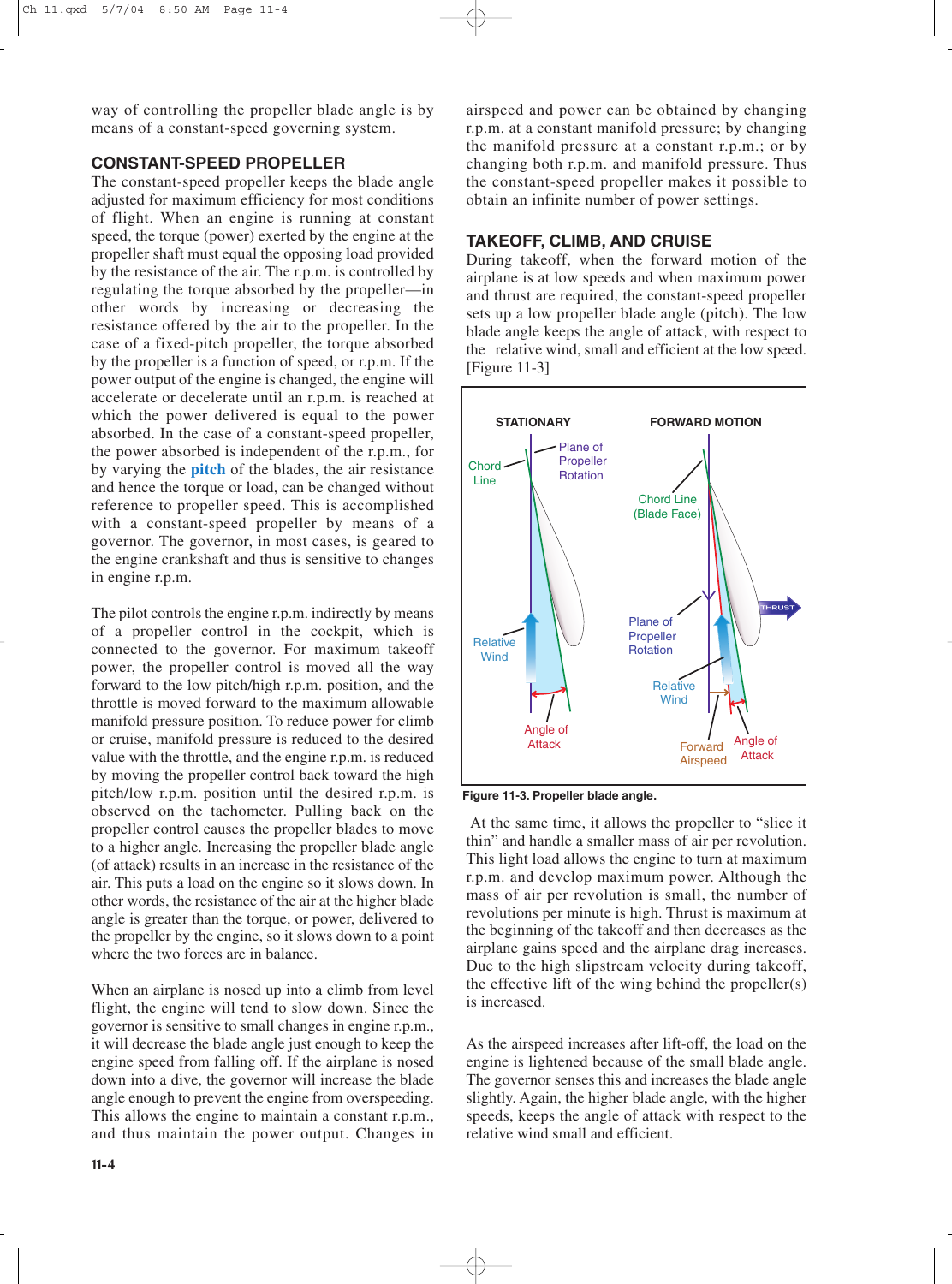way of controlling the propeller blade angle is by means of a constant-speed governing system.

## CONSTANT-SPEED PROPELLER

The constant-speed propeller keeps the blade angle adjusted for maximum efficiency for most conditions of flight. When an engine is running at constant speed, the torque (power) exerted by the engine at the propeller shaft must equal the opposing load provided by the resistance of the air. The r.p.m. is controlled by regulating the torque absorbed by the propeller—in other words by increasing or decreasing the resistance offered by the air to the propeller. In the case of a fixed-pitch propeller, the torque absorbed by the propeller is a function of speed, or r.p.m. If the power output of the engine is changed, the engine will accelerate or decelerate until an r.p.m. is reached at which the power delivered is equal to the power absorbed. In the case of a constant-speed propeller, the power absorbed is independent of the r.p.m., for by varying the **pitch** of the blades, the air resistance and hence the torque or load, can be changed without reference to propeller speed. This is accomplished with a constant-speed propeller by means of a governor. The governor, in most cases, is geared to the engine crankshaft and thus is sensitive to changes in engine r.p.m.

The pilot controls the engine r.p.m. indirectly by means of a propeller control in the cockpit, which is connected to the governor. For maximum takeoff power, the propeller control is moved all the way forward to the low pitch/high r.p.m. position, and the throttle is moved forward to the maximum allowable manifold pressure position. To reduce power for climb or cruise, manifold pressure is reduced to the desired value with the throttle, and the engine r.p.m. is reduced by moving the propeller control back toward the high pitch/low r.p.m. position until the desired r.p.m. is observed on the tachometer. Pulling back on the propeller control causes the propeller blades to move to a higher angle. Increasing the propeller blade angle (of attack) results in an increase in the resistance of the air. This puts a load on the engine so it slows down. In other words, the resistance of the air at the higher blade angle is greater than the torque, or power, delivered to the propeller by the engine, so it slows down to a point where the two forces are in balance.

When an airplane is nosed up into a climb from level flight, the engine will tend to slow down. Since the governor is sensitive to small changes in engine r.p.m., it will decrease the blade angle just enough to keep the engine speed from falling off. If the airplane is nosed down into a dive, the governor will increase the blade angle enough to prevent the engine from overspeeding. This allows the engine to maintain a constant r.p.m., and thus maintain the power output. Changes in airspeed and power can be obtained by changing r.p.m. at a constant manifold pressure; by changing the manifold pressure at a constant r.p.m.; or by changing both r.p.m. and manifold pressure. Thus the constant-speed propeller makes it possible to obtain an infinite number of power settings.

## TAKEOFF, CLIMB, AND CRUISE

During takeoff, when the forward motion of the airplane is at low speeds and when maximum power and thrust are required, the constant-speed propeller sets up a low propeller blade angle (pitch). The low blade angle keeps the angle of attack, with respect to the relative wind, small and efficient at the low speed. [Figure 11-3]

Figure 11-3. Propeller blade angle.

At the same time, it allows the propeller to "slice it thin" and handle a smaller mass of air per revolution. This light load allows the engine to turn at maximum r.p.m. and develop maximum power. Although the mass of air per revolution is small, the number of revolutions per minute is high. Thrust is maximum at the beginning of the takeoff and then decreases as the airplane gains speed and the airplane drag increases. Due to the high slipstream velocity during takeoff, the effective lift of the wing behind the propeller(s) is increased.

As the airspeed increases after lift-off, the load on the engine is lightened because of the small blade angle. The governor senses this and increases the blade angle slightly. Again, the higher blade angle, with the higher speeds, keeps the angle of attack with respect to the relative wind small and efficient.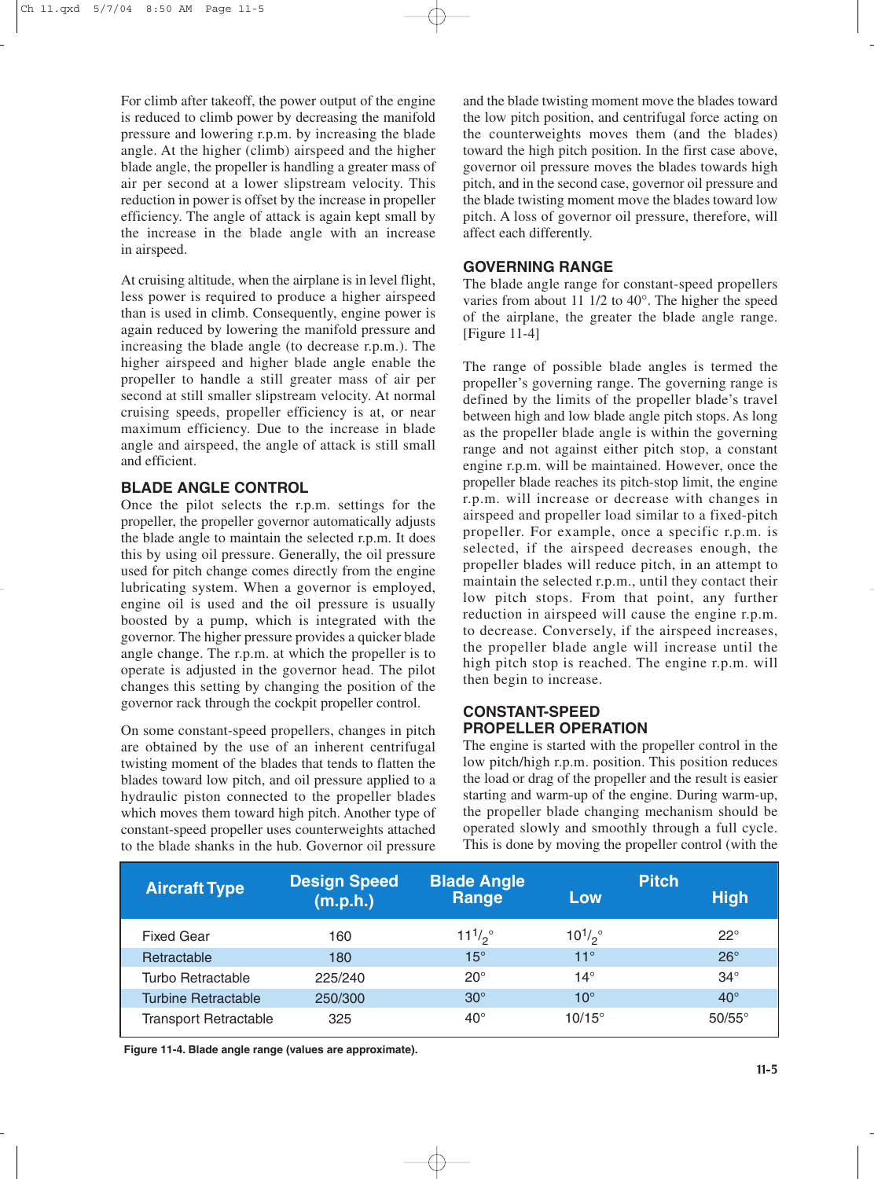For climb after takeoff, the power output of the engine is reduced to climb power by decreasing the manifold pressure and lowering r.p.m. by increasing the blade angle. At the higher (climb) airspeed and the higher blade angle, the propeller is handling a greater mass of air per second at a lower slipstream velocity. This reduction in power is offset by the increase in propeller efficiency. The angle of attack is again kept small by the increase in the blade angle with an increase in airspeed.

At cruising altitude, when the airplane is in level flight, less power is required to produce a higher airspeed than is used in climb. Consequently, engine power is again reduced by lowering the manifold pressure and increasing the blade angle (to decrease r.p.m.). The higher airspeed and higher blade angle enable the propeller to handle a still greater mass of air per second at still smaller slipstream velocity. At normal cruising speeds, propeller efficiency is at, or near maximum efficiency. Due to the increase in blade angle and airspeed, the angle of attack is still small and efficient.

## BLADE ANGLE CONTROL

Once the pilot selects the r.p.m. settings for the propeller, the propeller governor automatically adjusts the blade angle to maintain the selected r.p.m. It does this by using oil pressure. Generally, the oil pressure used for pitch change comes directly from the engine lubricating system. When a governor is employed, engine oil is used and the oil pressure is usually boosted by a pump, which is integrated with the governor. The higher pressure provides a quicker blade angle change. The r.p.m. at which the propeller is to operate is adjusted in the governor head. The pilot changes this setting by changing the position of the governor rack through the cockpit propeller control.

On some constant-speed propellers, changes in pitch are obtained by the use of an inherent centrifugal twisting moment of the blades that tends to flatten the blades toward low pitch, and oil pressure applied to a hydraulic piston connected to the propeller blades which moves them toward high pitch. Another type of constant-speed propeller uses counterweights attached to the blade shanks in the hub. Governor oil pressure and the blade twisting moment move the blades toward the low pitch position, and centrifugal force acting on the counterweights moves them (and the blades) toward the high pitch position. In the first case above, governor oil pressure moves the blades towards high pitch, and in the second case, governor oil pressure and the blade twisting moment move the blades toward low pitch. A loss of governor oil pressure, therefore, will affect each differently.

## GOVERNING RANGE

The blade angle range for constant-speed propellers varies from about 11 1/2 to 40°. The higher the speed of the airplane, the greater the blade angle range. [Figure 11-4]

The range of possible blade angles is termed the propeller's governing range. The governing range is defined by the limits of the propeller blade's travel between high and low blade angle pitch stops. As long as the propeller blade angle is within the governing range and not against either pitch stop, a constant engine r.p.m. will be maintained. However, once the propeller blade reaches its pitch-stop limit, the engine r.p.m. will increase or decrease with changes in airspeed and propeller load similar to a fixed-pitch propeller. For example, once a specific r.p.m. is selected, if the airspeed decreases enough, the propeller blades will reduce pitch, in an attempt to maintain the selected r.p.m., until they contact their low pitch stops. From that point, any further reduction in airspeed will cause the engine r.p.m. to decrease. Conversely, if the airspeed increases, the propeller blade angle will increase until the high pitch stop is reached. The engine r.p.m. will then begin to increase.

## CONSTANT-SPEED PROPELLER OPERATION

The engine is started with the propeller control in the low pitch/high r.p.m. position. This position reduces the load or drag of the propeller and the result is easier starting and warm-up of the engine. During warm-up, the propeller blade changing mechanism should be operated slowly and smoothly through a full cycle. This is done by moving the propeller control (with the

| Aircraft Type | Design Speed (m.p.h.) | Blade Angle Range | Pitch Low | Pitch High |
|---|---|---|---|---|
| Fixed Gear | 160 | 11 1/2° | 10 1/2° | 22° |
| Retractable | 180 | 15° | 11° | 26° |
| Turbo Retractable | 225/240 | 20° | 14° | 34° |
| Turbine Retractable | 250/300 | 30° | 10° | 40° |
| Transport Retractable | 325 | 40° | 10/15° | 50/55° |

**Figure 11-4. Blade angle range (values are approximate).**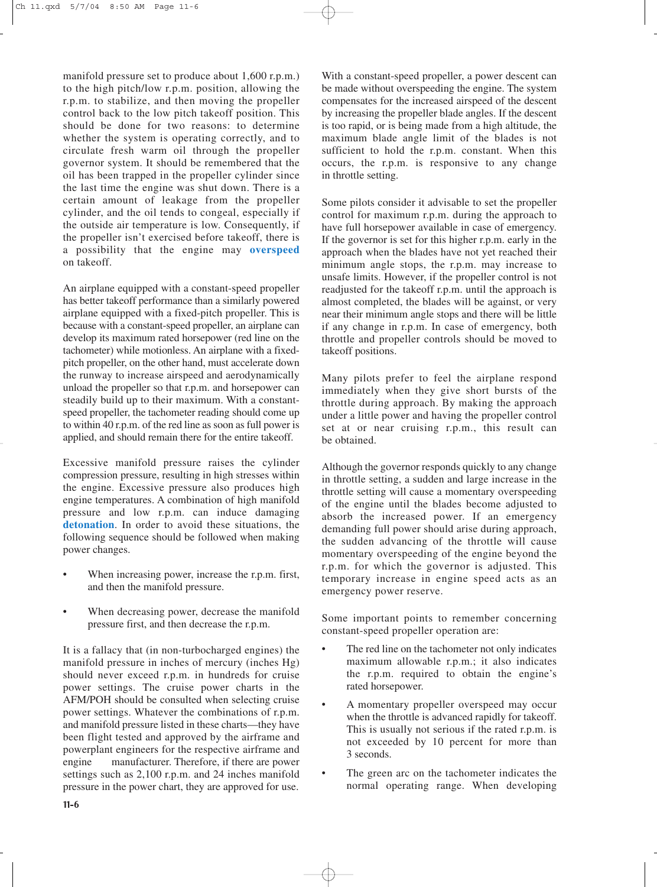manifold pressure set to produce about 1,600 r.p.m.) to the high pitch/low r.p.m. position, allowing the r.p.m. to stabilize, and then moving the propeller control back to the low pitch takeoff position. This should be done for two reasons: to determine whether the system is operating correctly, and to circulate fresh warm oil through the propeller governor system. It should be remembered that the oil has been trapped in the propeller cylinder since the last time the engine was shut down. There is a certain amount of leakage from the propeller cylinder, and the oil tends to congeal, especially if the outside air temperature is low. Consequently, if the propeller isn't exercised before takeoff, there is a possibility that the engine may **overspeed** on takeoff.

An airplane equipped with a constant-speed propeller has better takeoff performance than a similarly powered airplane equipped with a fixed-pitch propeller. This is because with a constant-speed propeller, an airplane can develop its maximum rated horsepower (red line on the tachometer) while motionless. An airplane with a fixed-pitch propeller, on the other hand, must accelerate down the runway to increase airspeed and aerodynamically unload the propeller so that r.p.m. and horsepower can steadily build up to their maximum. With a constant-speed propeller, the tachometer reading should come up to within 40 r.p.m. of the red line as soon as full power is applied, and should remain there for the entire takeoff.

Excessive manifold pressure raises the cylinder compression pressure, resulting in high stresses within the engine. Excessive pressure also produces high engine temperatures. A combination of high manifold pressure and low r.p.m. can induce damaging **detonation**. In order to avoid these situations, the following sequence should be followed when making power changes.

- When increasing power, increase the r.p.m. first, and then the manifold pressure.
- When decreasing power, decrease the manifold pressure first, and then decrease the r.p.m.

It is a fallacy that (in non-turbocharged engines) the manifold pressure in inches of mercury (inches Hg) should never exceed r.p.m. in hundreds for cruise power settings. The cruise power charts in the AFM/POH should be consulted when selecting cruise power settings. Whatever the combinations of r.p.m. and manifold pressure listed in these charts—they have been flight tested and approved by the airframe and powerplant engineers for the respective airframe and engine manufacturer. Therefore, if there are power settings such as 2,100 r.p.m. and 24 inches manifold pressure in the power chart, they are approved for use.

With a constant-speed propeller, a power descent can be made without overspeeding the engine. The system compensates for the increased airspeed of the descent by increasing the propeller blade angles. If the descent is too rapid, or is being made from a high altitude, the maximum blade angle limit of the blades is not sufficient to hold the r.p.m. constant. When this occurs, the r.p.m. is responsive to any change in throttle setting.

Some pilots consider it advisable to set the propeller control for maximum r.p.m. during the approach to have full horsepower available in case of emergency. If the governor is set for this higher r.p.m. early in the approach when the blades have not yet reached their minimum angle stops, the r.p.m. may increase to unsafe limits. However, if the propeller control is not readjusted for the takeoff r.p.m. until the approach is almost completed, the blades will be against, or very near their minimum angle stops and there will be little if any change in r.p.m. In case of emergency, both throttle and propeller controls should be moved to takeoff positions.

Many pilots prefer to feel the airplane respond immediately when they give short bursts of the throttle during approach. By making the approach under a little power and having the propeller control set at or near cruising r.p.m., this result can be obtained.

Although the governor responds quickly to any change in throttle setting, a sudden and large increase in the throttle setting will cause a momentary overspeeding of the engine until the blades become adjusted to absorb the increased power. If an emergency demanding full power should arise during approach, the sudden advancing of the throttle will cause momentary overspeeding of the engine beyond the r.p.m. for which the governor is adjusted. This temporary increase in engine speed acts as an emergency power reserve.

Some important points to remember concerning constant-speed propeller operation are:

- The red line on the tachometer not only indicates maximum allowable r.p.m.; it also indicates the r.p.m. required to obtain the engine's rated horsepower.
- A momentary propeller overspeed may occur when the throttle is advanced rapidly for takeoff. This is usually not serious if the rated r.p.m. is not exceeded by 10 percent for more than 3 seconds.
- The green arc on the tachometer indicates the normal operating range. When developing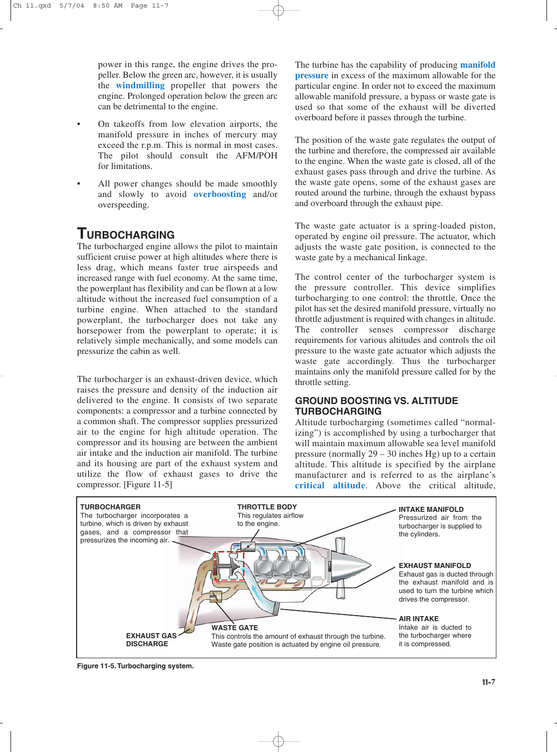power in this range, the engine drives the propeller. Below the green arc, however, it is usually the **windmilling** propeller that powers the engine. Prolonged operation below the green arc can be detrimental to the engine.

- On takeoffs from low elevation airports, the manifold pressure in inches of mercury may exceed the r.p.m. This is normal in most cases. The pilot should consult the AFM/POH for limitations.
- All power changes should be made smoothly and slowly to avoid **overboosting** and/or overspeeding.

## TURBOCHARGING

The turbocharged engine allows the pilot to maintain sufficient cruise power at high altitudes where there is less drag, which means faster true airspeeds and increased range with fuel economy. At the same time, the powerplant has flexibility and can be flown at a low altitude without the increased fuel consumption of a turbine engine. When attached to the standard powerplant, the turbocharger does not take any horsepower from the powerplant to operate; it is relatively simple mechanically, and some models can pressurize the cabin as well.

The turbocharger is an exhaust-driven device, which raises the pressure and density of the induction air delivered to the engine. It consists of two separate components: a compressor and a turbine connected by a common shaft. The compressor supplies pressurized air to the engine for high altitude operation. The compressor and its housing are between the ambient air intake and the induction air manifold. The turbine and its housing are part of the exhaust system and utilize the flow of exhaust gases to drive the compressor. [Figure 11-5]

The turbine has the capability of producing **manifold pressure** in excess of the maximum allowable for the particular engine. In order not to exceed the maximum allowable manifold pressure, a bypass or waste gate is used so that some of the exhaust will be diverted overboard before it passes through the turbine.

The position of the waste gate regulates the output of the turbine and therefore, the compressed air available to the engine. When the waste gate is closed, all of the exhaust gases pass through and drive the turbine. As the waste gate opens, some of the exhaust gases are routed around the turbine, through the exhaust bypass and overboard through the exhaust pipe.

The waste gate actuator is a spring-loaded piston, operated by engine oil pressure. The actuator, which adjusts the waste gate position, is connected to the waste gate by a mechanical linkage.

The control center of the turbocharger system is the pressure controller. This device simplifies turbocharging to one control: the throttle. Once the pilot has set the desired manifold pressure, virtually no throttle adjustment is required with changes in altitude. The controller senses compressor discharge requirements for various altitudes and controls the oil pressure to the waste gate actuator which adjusts the waste gate accordingly. Thus the turbocharger maintains only the manifold pressure called for by the throttle setting.

### GROUND BOOSTING VS. ALTITUDE TURBOCHARGING

Altitude turbocharging (sometimes called "normalizing") is accomplished by using a turbocharger that will maintain maximum allowable sea level manifold pressure (normally 29 – 30 inches Hg) up to a certain altitude. This altitude is specified by the airplane manufacturer and is referred to as the airplane's **critical altitude**. Above the critical altitude,

**TURBOCHARGER** The turbocharger incorporates a turbine, which is driven by exhaust gases, and a compressor that pressurizes the incoming air.

**THROTTLE BODY** This regulates airflow to the engine.

**INTAKE MANIFOLD** Pressurized air from the turbocharger is supplied to the cylinders.

**EXHAUST MANIFOLD** Exhaust gas is ducted through the exhaust manifold and is used to turn the turbine which drives the compressor.

**AIR INTAKE** Intake air is ducted to the turbocharger where it is compressed.

**WASTE GATE** This controls the amount of exhaust through the turbine. Waste gate position is actuated by engine oil pressure.

**EXHAUST GAS DISCHARGE**

Figure 11-5. Turbocharging system.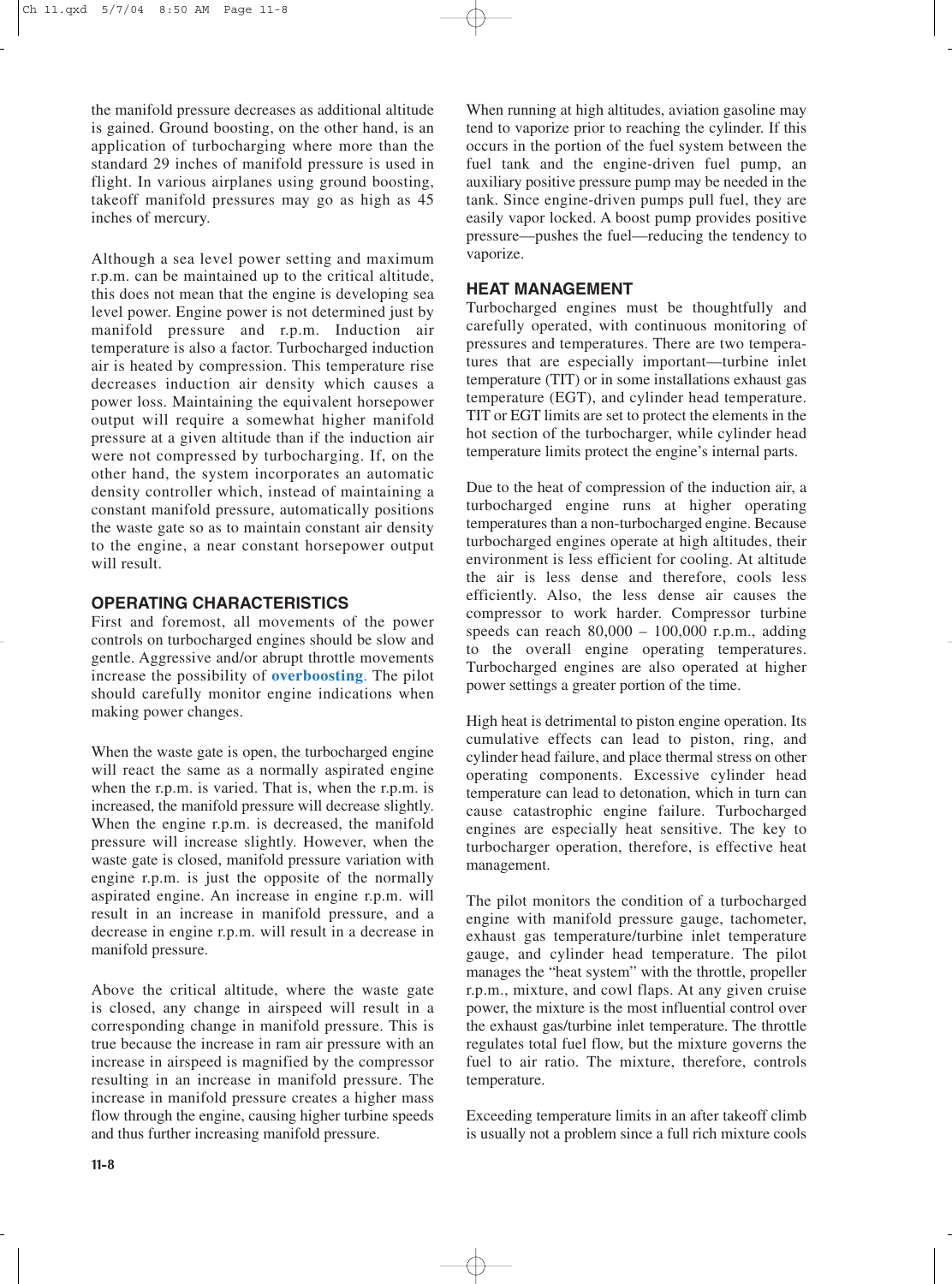the manifold pressure decreases as additional altitude is gained. Ground boosting, on the other hand, is an application of turbocharging where more than the standard 29 inches of manifold pressure is used in flight. In various airplanes using ground boosting, takeoff manifold pressures may go as high as 45 inches of mercury.

Although a sea level power setting and maximum r.p.m. can be maintained up to the critical altitude, this does not mean that the engine is developing sea level power. Engine power is not determined just by manifold pressure and r.p.m. Induction air temperature is also a factor. Turbocharged induction air is heated by compression. This temperature rise decreases induction air density which causes a power loss. Maintaining the equivalent horsepower output will require a somewhat higher manifold pressure at a given altitude than if the induction air were not compressed by turbocharging. If, on the other hand, the system incorporates an automatic density controller which, instead of maintaining a constant manifold pressure, automatically positions the waste gate so as to maintain constant air density to the engine, a near constant horsepower output will result.

## OPERATING CHARACTERISTICS

First and foremost, all movements of the power controls on turbocharged engines should be slow and gentle. Aggressive and/or abrupt throttle movements increase the possibility of **overboosting**. The pilot should carefully monitor engine indications when making power changes.

When the waste gate is open, the turbocharged engine will react the same as a normally aspirated engine when the r.p.m. is varied. That is, when the r.p.m. is increased, the manifold pressure will decrease slightly. When the engine r.p.m. is decreased, the manifold pressure will increase slightly. However, when the waste gate is closed, manifold pressure variation with engine r.p.m. is just the opposite of the normally aspirated engine. An increase in engine r.p.m. will result in an increase in manifold pressure, and a decrease in engine r.p.m. will result in a decrease in manifold pressure.

Above the critical altitude, where the waste gate is closed, any change in airspeed will result in a corresponding change in manifold pressure. This is true because the increase in ram air pressure with an increase in airspeed is magnified by the compressor resulting in an increase in manifold pressure. The increase in manifold pressure creates a higher mass flow through the engine, causing higher turbine speeds and thus further increasing manifold pressure.

When running at high altitudes, aviation gasoline may tend to vaporize prior to reaching the cylinder. If this occurs in the portion of the fuel system between the fuel tank and the engine-driven fuel pump, an auxiliary positive pressure pump may be needed in the tank. Since engine-driven pumps pull fuel, they are easily vapor locked. A boost pump provides positive pressure—pushes the fuel—reducing the tendency to vaporize.

## HEAT MANAGEMENT

Turbocharged engines must be thoughtfully and carefully operated, with continuous monitoring of pressures and temperatures. There are two temperatures that are especially important—turbine inlet temperature (TIT) or in some installations exhaust gas temperature (EGT), and cylinder head temperature. TIT or EGT limits are set to protect the elements in the hot section of the turbocharger, while cylinder head temperature limits protect the engine's internal parts.

Due to the heat of compression of the induction air, a turbocharged engine runs at higher operating temperatures than a non-turbocharged engine. Because turbocharged engines operate at high altitudes, their environment is less efficient for cooling. At altitude the air is less dense and therefore, cools less efficiently. Also, the less dense air causes the compressor to work harder. Compressor turbine speeds can reach 80,000 – 100,000 r.p.m., adding to the overall engine operating temperatures. Turbocharged engines are also operated at higher power settings a greater portion of the time.

High heat is detrimental to piston engine operation. Its cumulative effects can lead to piston, ring, and cylinder head failure, and place thermal stress on other operating components. Excessive cylinder head temperature can lead to detonation, which in turn can cause catastrophic engine failure. Turbocharged engines are especially heat sensitive. The key to turbocharger operation, therefore, is effective heat management.

The pilot monitors the condition of a turbocharged engine with manifold pressure gauge, tachometer, exhaust gas temperature/turbine inlet temperature gauge, and cylinder head temperature. The pilot manages the "heat system" with the throttle, propeller r.p.m., mixture, and cowl flaps. At any given cruise power, the mixture is the most influential control over the exhaust gas/turbine inlet temperature. The throttle regulates total fuel flow, but the mixture governs the fuel to air ratio. The mixture, therefore, controls temperature.

Exceeding temperature limits in an after takeoff climb is usually not a problem since a full rich mixture cools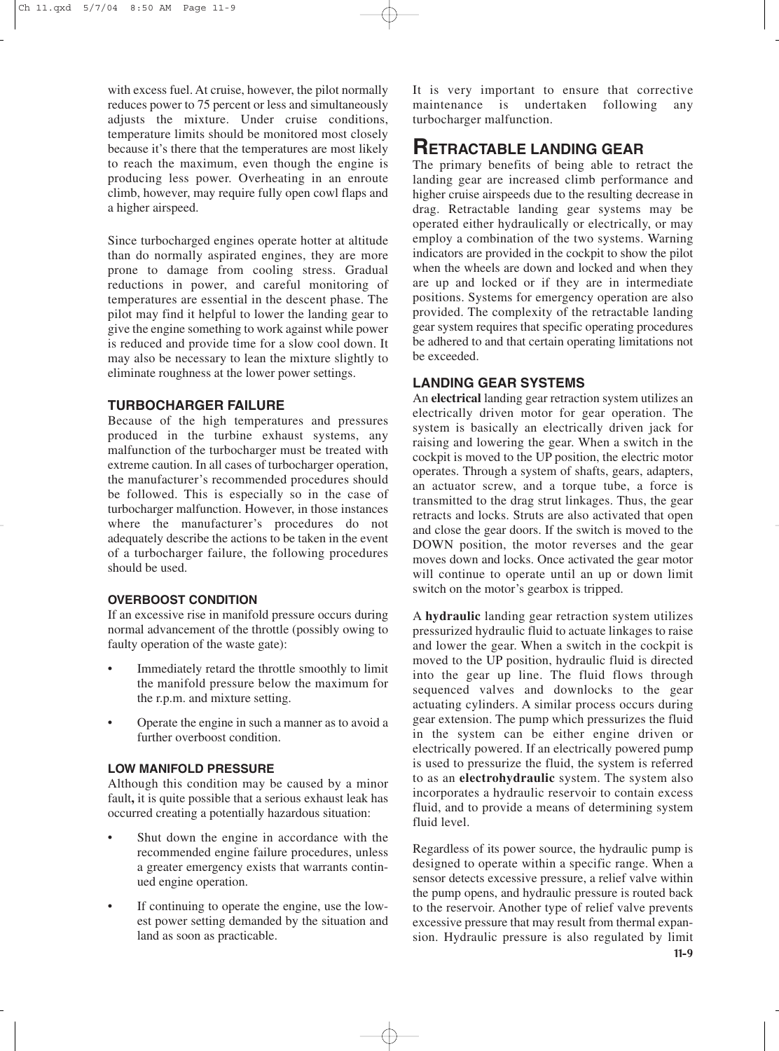with excess fuel. At cruise, however, the pilot normally reduces power to 75 percent or less and simultaneously adjusts the mixture. Under cruise conditions, temperature limits should be monitored most closely because it's there that the temperatures are most likely to reach the maximum, even though the engine is producing less power. Overheating in an enroute climb, however, may require fully open cowl flaps and a higher airspeed.

Since turbocharged engines operate hotter at altitude than do normally aspirated engines, they are more prone to damage from cooling stress. Gradual reductions in power, and careful monitoring of temperatures are essential in the descent phase. The pilot may find it helpful to lower the landing gear to give the engine something to work against while power is reduced and provide time for a slow cool down. It may also be necessary to lean the mixture slightly to eliminate roughness at the lower power settings.

### TURBOCHARGER FAILURE

Because of the high temperatures and pressures produced in the turbine exhaust systems, any malfunction of the turbocharger must be treated with extreme caution. In all cases of turbocharger operation, the manufacturer's recommended procedures should be followed. This is especially so in the case of turbocharger malfunction. However, in those instances where the manufacturer's procedures do not adequately describe the actions to be taken in the event of a turbocharger failure, the following procedures should be used.

#### OVERBOOST CONDITION

If an excessive rise in manifold pressure occurs during normal advancement of the throttle (possibly owing to faulty operation of the waste gate):

- Immediately retard the throttle smoothly to limit the manifold pressure below the maximum for the r.p.m. and mixture setting.
- Operate the engine in such a manner as to avoid a further overboost condition.

#### LOW MANIFOLD PRESSURE

Although this condition may be caused by a minor fault**,** it is quite possible that a serious exhaust leak has occurred creating a potentially hazardous situation:

- Shut down the engine in accordance with the recommended engine failure procedures, unless a greater emergency exists that warrants continued engine operation.
- If continuing to operate the engine, use the lowest power setting demanded by the situation and land as soon as practicable.

It is very important to ensure that corrective maintenance is undertaken following any turbocharger malfunction.

## RETRACTABLE LANDING GEAR

The primary benefits of being able to retract the landing gear are increased climb performance and higher cruise airspeeds due to the resulting decrease in drag. Retractable landing gear systems may be operated either hydraulically or electrically, or may employ a combination of the two systems. Warning indicators are provided in the cockpit to show the pilot when the wheels are down and locked and when they are up and locked or if they are in intermediate positions. Systems for emergency operation are also provided. The complexity of the retractable landing gear system requires that specific operating procedures be adhered to and that certain operating limitations not be exceeded.

### LANDING GEAR SYSTEMS

An **electrical** landing gear retraction system utilizes an electrically driven motor for gear operation. The system is basically an electrically driven jack for raising and lowering the gear. When a switch in the cockpit is moved to the UP position, the electric motor operates. Through a system of shafts, gears, adapters, an actuator screw, and a torque tube, a force is transmitted to the drag strut linkages. Thus, the gear retracts and locks. Struts are also activated that open and close the gear doors. If the switch is moved to the DOWN position, the motor reverses and the gear moves down and locks. Once activated the gear motor will continue to operate until an up or down limit switch on the motor's gearbox is tripped.

A **hydraulic** landing gear retraction system utilizes pressurized hydraulic fluid to actuate linkages to raise and lower the gear. When a switch in the cockpit is moved to the UP position, hydraulic fluid is directed into the gear up line. The fluid flows through sequenced valves and downlocks to the gear actuating cylinders. A similar process occurs during gear extension. The pump which pressurizes the fluid in the system can be either engine driven or electrically powered. If an electrically powered pump is used to pressurize the fluid, the system is referred to as an **electrohydraulic** system. The system also incorporates a hydraulic reservoir to contain excess fluid, and to provide a means of determining system fluid level.

Regardless of its power source, the hydraulic pump is designed to operate within a specific range. When a sensor detects excessive pressure, a relief valve within the pump opens, and hydraulic pressure is routed back to the reservoir. Another type of relief valve prevents excessive pressure that may result from thermal expansion. Hydraulic pressure is also regulated by limit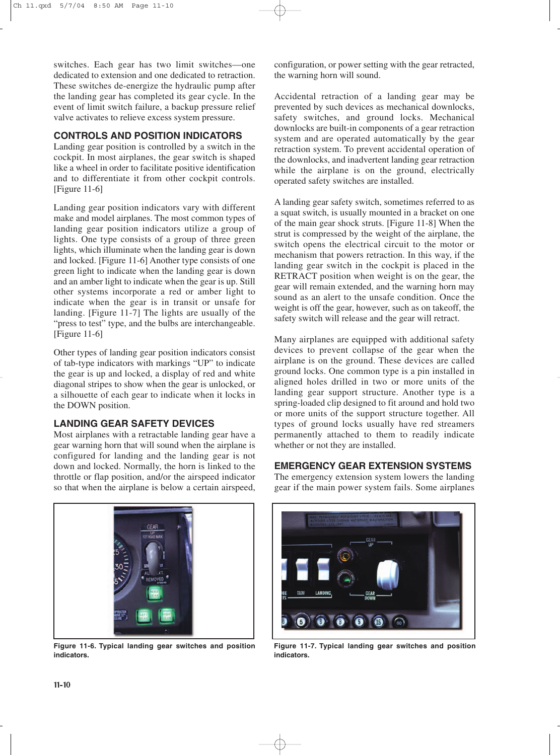switches. Each gear has two limit switches—one dedicated to extension and one dedicated to retraction. These switches de-energize the hydraulic pump after the landing gear has completed its gear cycle. In the event of limit switch failure, a backup pressure relief valve activates to relieve excess system pressure.

## CONTROLS AND POSITION INDICATORS

Landing gear position is controlled by a switch in the cockpit. In most airplanes, the gear switch is shaped like a wheel in order to facilitate positive identification and to differentiate it from other cockpit controls. [Figure 11-6]

Landing gear position indicators vary with different make and model airplanes. The most common types of landing gear position indicators utilize a group of lights. One type consists of a group of three green lights, which illuminate when the landing gear is down and locked. [Figure 11-6] Another type consists of one green light to indicate when the landing gear is down and an amber light to indicate when the gear is up. Still other systems incorporate a red or amber light to indicate when the gear is in transit or unsafe for landing. [Figure 11-7] The lights are usually of the "press to test" type, and the bulbs are interchangeable. [Figure 11-6]

Other types of landing gear position indicators consist of tab-type indicators with markings "UP" to indicate the gear is up and locked, a display of red and white diagonal stripes to show when the gear is unlocked, or a silhouette of each gear to indicate when it locks in the DOWN position.

## LANDING GEAR SAFETY DEVICES

Most airplanes with a retractable landing gear have a gear warning horn that will sound when the airplane is configured for landing and the landing gear is not down and locked. Normally, the horn is linked to the throttle or flap position, and/or the airspeed indicator so that when the airplane is below a certain airspeed, configuration, or power setting with the gear retracted, the warning horn will sound.

Accidental retraction of a landing gear may be prevented by such devices as mechanical downlocks, safety switches, and ground locks. Mechanical downlocks are built-in components of a gear retraction system and are operated automatically by the gear retraction system. To prevent accidental operation of the downlocks, and inadvertent landing gear retraction while the airplane is on the ground, electrically operated safety switches are installed.

A landing gear safety switch, sometimes referred to as a squat switch, is usually mounted in a bracket on one of the main gear shock struts. [Figure 11-8] When the strut is compressed by the weight of the airplane, the switch opens the electrical circuit to the motor or mechanism that powers retraction. In this way, if the landing gear switch in the cockpit is placed in the RETRACT position when weight is on the gear, the gear will remain extended, and the warning horn may sound as an alert to the unsafe condition. Once the weight is off the gear, however, such as on takeoff, the safety switch will release and the gear will retract.

Many airplanes are equipped with additional safety devices to prevent collapse of the gear when the airplane is on the ground. These devices are called ground locks. One common type is a pin installed in aligned holes drilled in two or more units of the landing gear support structure. Another type is a spring-loaded clip designed to fit around and hold two or more units of the support structure together. All types of ground locks usually have red streamers permanently attached to them to readily indicate whether or not they are installed.

## EMERGENCY GEAR EXTENSION SYSTEMS

The emergency extension system lowers the landing gear if the main power system fails. Some airplanes

**Figure 11-6. Typical landing gear switches and position indicators.**

**Figure 11-7. Typical landing gear switches and position indicators.**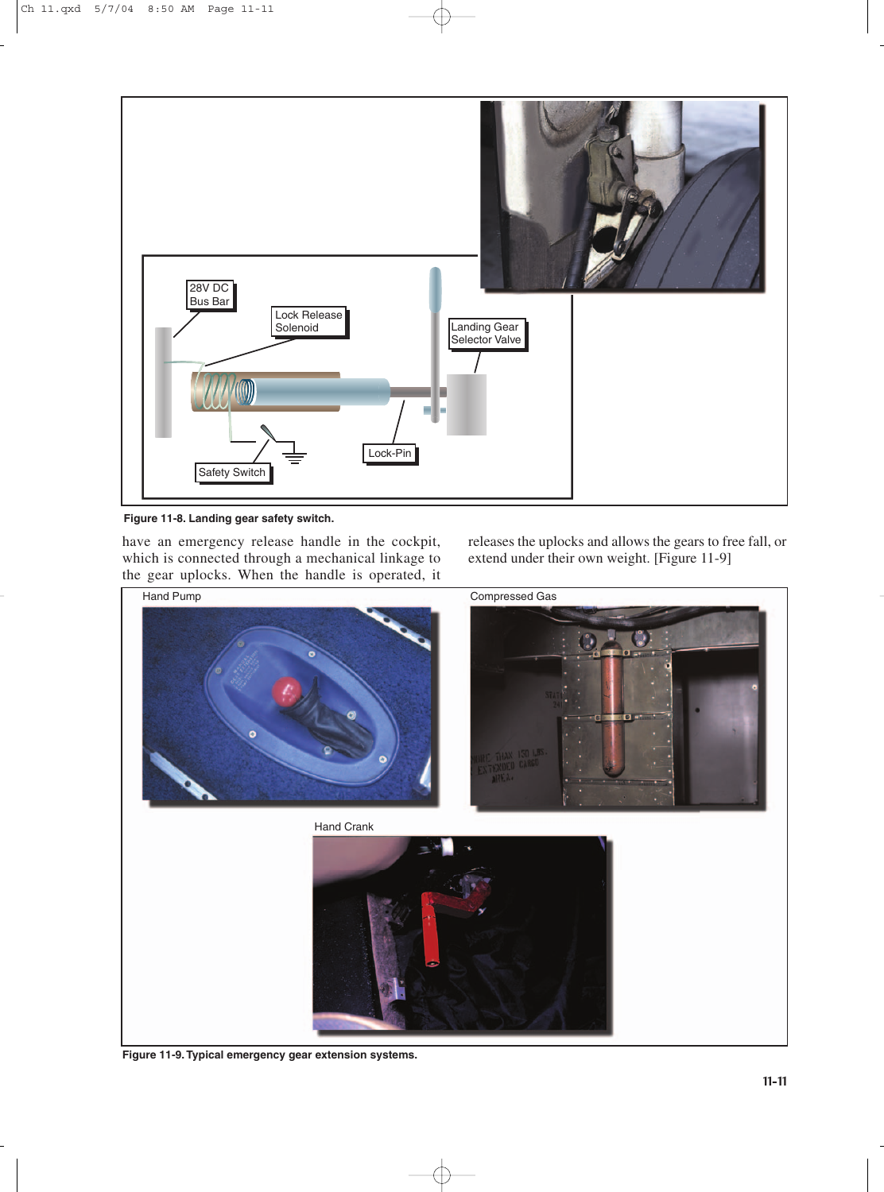Figure 11-8. Landing gear safety switch.

have an emergency release handle in the cockpit, which is connected through a mechanical linkage to the gear uplocks. When the handle is operated, it releases the uplocks and allows the gears to free fall, or extend under their own weight. [Figure 11-9]

Figure 11-9. Typical emergency gear extension systems.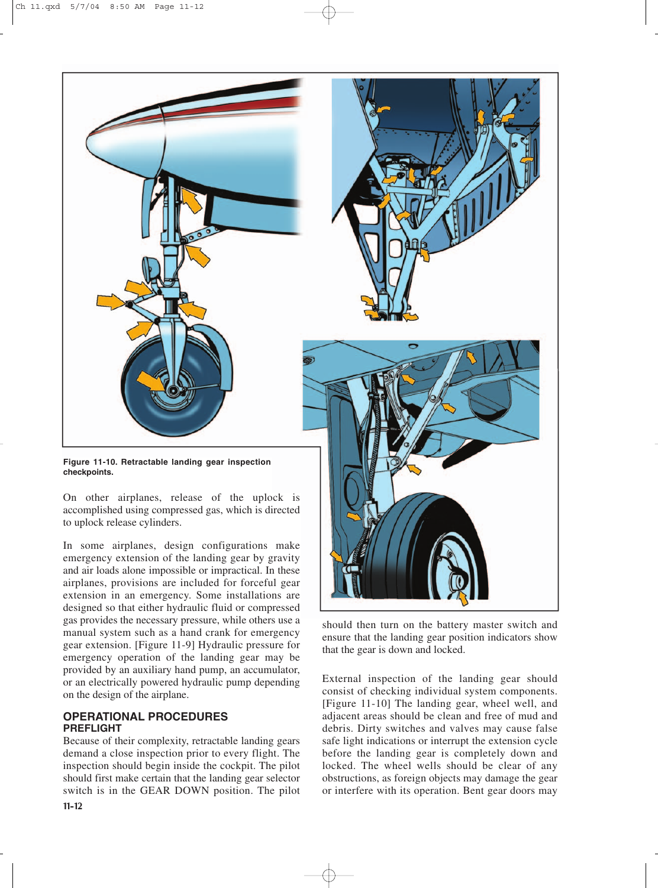Figure 11-10. Retractable landing gear inspection checkpoints.

On other airplanes, release of the uplock is accomplished using compressed gas, which is directed to uplock release cylinders.

In some airplanes, design configurations make emergency extension of the landing gear by gravity and air loads alone impossible or impractical. In these airplanes, provisions are included for forceful gear extension in an emergency. Some installations are designed so that either hydraulic fluid or compressed gas provides the necessary pressure, while others use a manual system such as a hand crank for emergency gear extension. [Figure 11-9] Hydraulic pressure for emergency operation of the landing gear may be provided by an auxiliary hand pump, an accumulator, or an electrically powered hydraulic pump depending on the design of the airplane.

## OPERATIONAL PROCEDURES

### PREFLIGHT

Because of their complexity, retractable landing gears demand a close inspection prior to every flight. The inspection should begin inside the cockpit. The pilot should first make certain that the landing gear selector switch is in the GEAR DOWN position. The pilot should then turn on the battery master switch and ensure that the landing gear position indicators show that the gear is down and locked.

External inspection of the landing gear should consist of checking individual system components. [Figure 11-10] The landing gear, wheel well, and adjacent areas should be clean and free of mud and debris. Dirty switches and valves may cause false safe light indications or interrupt the extension cycle before the landing gear is completely down and locked. The wheel wells should be clear of any obstructions, as foreign objects may damage the gear or interfere with its operation. Bent gear doors may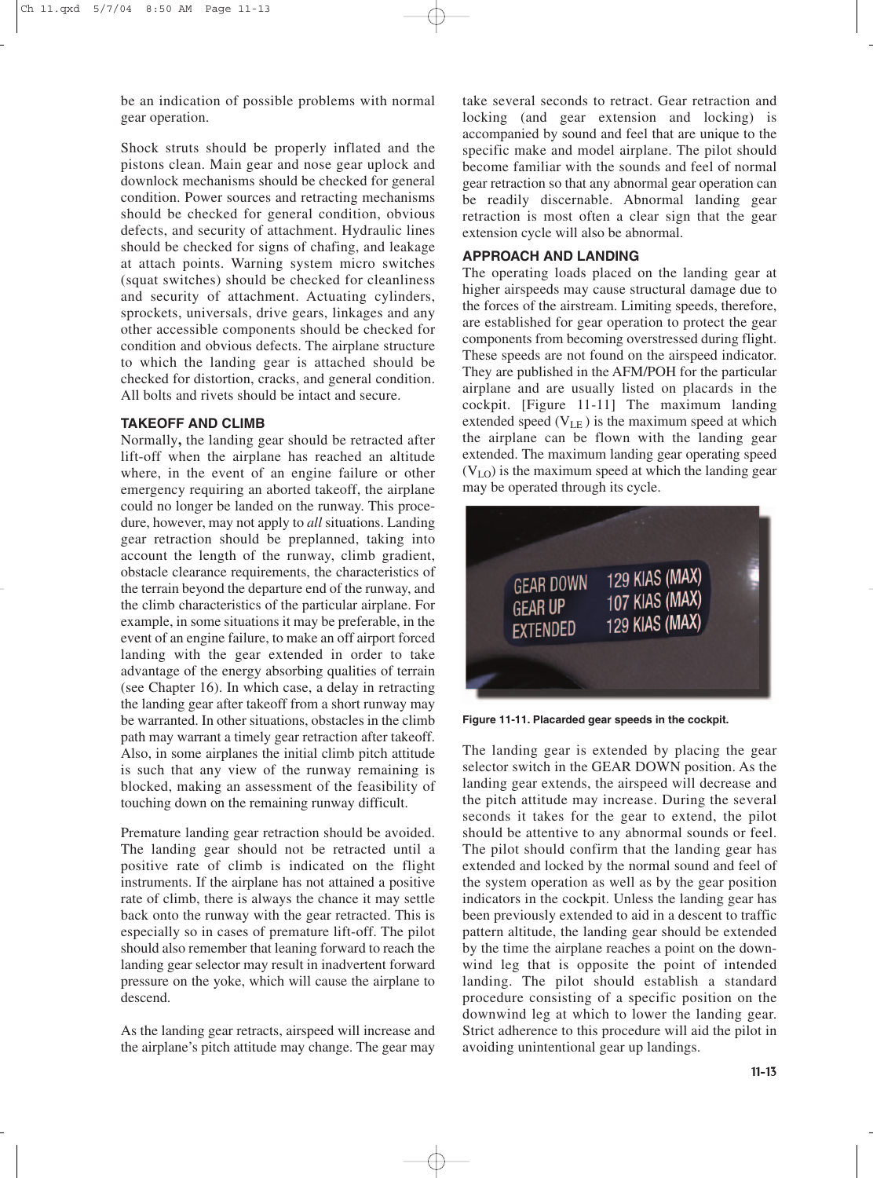be an indication of possible problems with normal gear operation.

Shock struts should be properly inflated and the pistons clean. Main gear and nose gear uplock and downlock mechanisms should be checked for general condition. Power sources and retracting mechanisms should be checked for general condition, obvious defects, and security of attachment. Hydraulic lines should be checked for signs of chafing, and leakage at attach points. Warning system micro switches (squat switches) should be checked for cleanliness and security of attachment. Actuating cylinders, sprockets, universals, drive gears, linkages and any other accessible components should be checked for condition and obvious defects. The airplane structure to which the landing gear is attached should be checked for distortion, cracks, and general condition. All bolts and rivets should be intact and secure.

### TAKEOFF AND CLIMB

Normally**,** the landing gear should be retracted after lift-off when the airplane has reached an altitude where, in the event of an engine failure or other emergency requiring an aborted takeoff, the airplane could no longer be landed on the runway. This procedure, however, may not apply to *all* situations. Landing gear retraction should be preplanned, taking into account the length of the runway, climb gradient, obstacle clearance requirements, the characteristics of the terrain beyond the departure end of the runway, and the climb characteristics of the particular airplane. For example, in some situations it may be preferable, in the event of an engine failure, to make an off airport forced landing with the gear extended in order to take advantage of the energy absorbing qualities of terrain (see Chapter 16). In which case, a delay in retracting the landing gear after takeoff from a short runway may be warranted. In other situations, obstacles in the climb path may warrant a timely gear retraction after takeoff. Also, in some airplanes the initial climb pitch attitude is such that any view of the runway remaining is blocked, making an assessment of the feasibility of touching down on the remaining runway difficult.

Premature landing gear retraction should be avoided. The landing gear should not be retracted until a positive rate of climb is indicated on the flight instruments. If the airplane has not attained a positive rate of climb, there is always the chance it may settle back onto the runway with the gear retracted. This is especially so in cases of premature lift-off. The pilot should also remember that leaning forward to reach the landing gear selector may result in inadvertent forward pressure on the yoke, which will cause the airplane to descend.

As the landing gear retracts, airspeed will increase and the airplane's pitch attitude may change. The gear may take several seconds to retract. Gear retraction and locking (and gear extension and locking) is accompanied by sound and feel that are unique to the specific make and model airplane. The pilot should become familiar with the sounds and feel of normal gear retraction so that any abnormal gear operation can be readily discernable. Abnormal landing gear retraction is most often a clear sign that the gear extension cycle will also be abnormal.

### APPROACH AND LANDING

The operating loads placed on the landing gear at higher airspeeds may cause structural damage due to the forces of the airstream. Limiting speeds, therefore, are established for gear operation to protect the gear components from becoming overstressed during flight. These speeds are not found on the airspeed indicator. They are published in the AFM/POH for the particular airplane and are usually listed on placards in the cockpit. [Figure 11-11] The maximum landing extended speed ($V_{LE}$) is the maximum speed at which the airplane can be flown with the landing gear extended. The maximum landing gear operating speed ($V_{LO}$) is the maximum speed at which the landing gear may be operated through its cycle.

| | |
|---|---|
| GEAR DOWN | 129 KIAS (MAX) |
| GEAR UP | 107 KIAS (MAX) |
| EXTENDED | 129 KIAS (MAX) |

**Figure 11-11. Placarded gear speeds in the cockpit.**

The landing gear is extended by placing the gear selector switch in the GEAR DOWN position. As the landing gear extends, the airspeed will decrease and the pitch attitude may increase. During the several seconds it takes for the gear to extend, the pilot should be attentive to any abnormal sounds or feel. The pilot should confirm that the landing gear has extended and locked by the normal sound and feel of the system operation as well as by the gear position indicators in the cockpit. Unless the landing gear has been previously extended to aid in a descent to traffic pattern altitude, the landing gear should be extended by the time the airplane reaches a point on the downwind leg that is opposite the point of intended landing. The pilot should establish a standard procedure consisting of a specific position on the downwind leg at which to lower the landing gear. Strict adherence to this procedure will aid the pilot in avoiding unintentional gear up landings.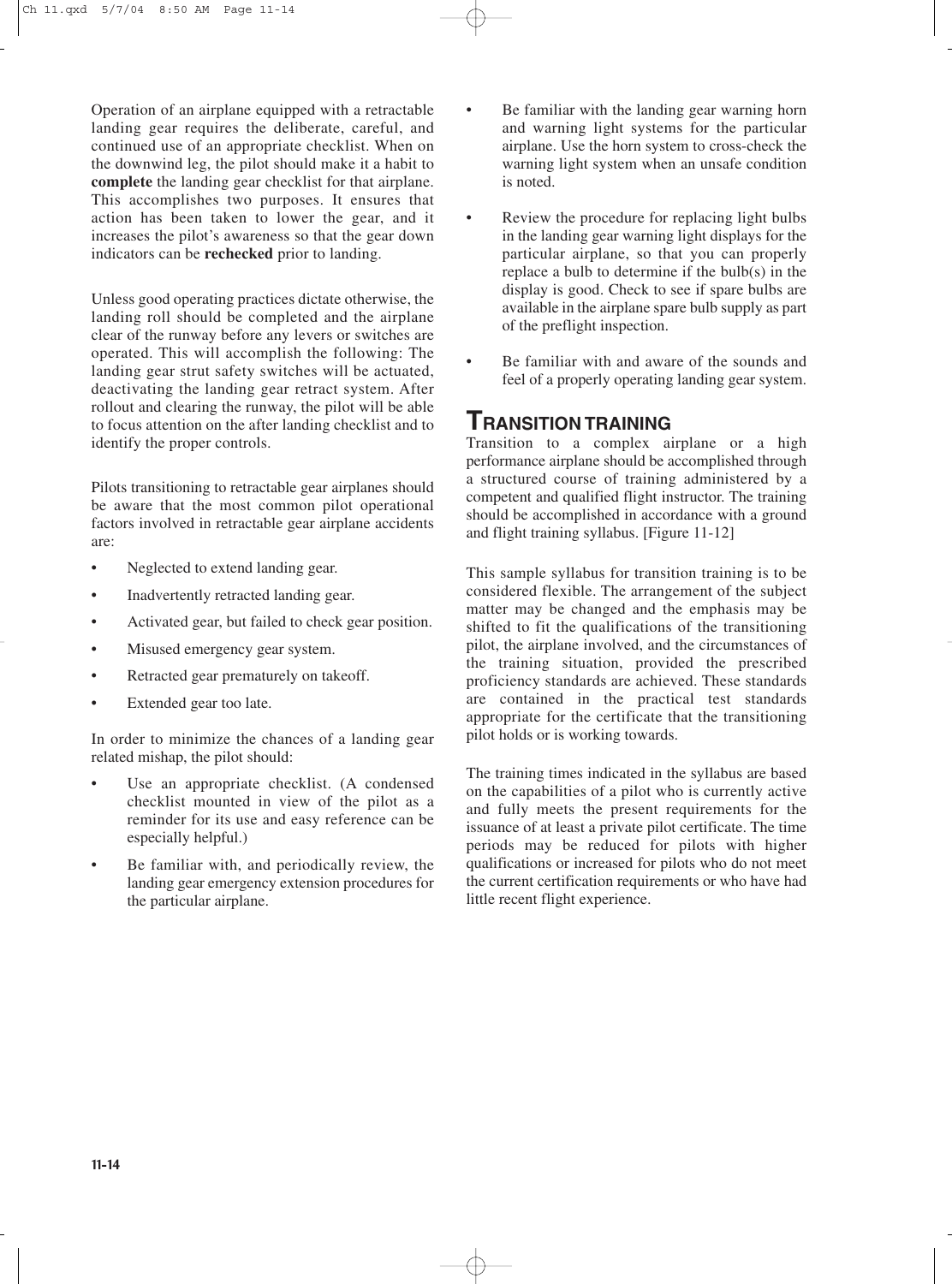Operation of an airplane equipped with a retractable landing gear requires the deliberate, careful, and continued use of an appropriate checklist. When on the downwind leg, the pilot should make it a habit to **complete** the landing gear checklist for that airplane. This accomplishes two purposes. It ensures that action has been taken to lower the gear, and it increases the pilot's awareness so that the gear down indicators can be **rechecked** prior to landing.

Unless good operating practices dictate otherwise, the landing roll should be completed and the airplane clear of the runway before any levers or switches are operated. This will accomplish the following: The landing gear strut safety switches will be actuated, deactivating the landing gear retract system. After rollout and clearing the runway, the pilot will be able to focus attention on the after landing checklist and to identify the proper controls.

Pilots transitioning to retractable gear airplanes should be aware that the most common pilot operational factors involved in retractable gear airplane accidents are:

- Neglected to extend landing gear.
- Inadvertently retracted landing gear.
- Activated gear, but failed to check gear position.
- Misused emergency gear system.
- Retracted gear prematurely on takeoff.
- Extended gear too late.

In order to minimize the chances of a landing gear related mishap, the pilot should:

- Use an appropriate checklist. (A condensed checklist mounted in view of the pilot as a reminder for its use and easy reference can be especially helpful.)
- Be familiar with, and periodically review, the landing gear emergency extension procedures for the particular airplane.
- Be familiar with the landing gear warning horn and warning light systems for the particular airplane. Use the horn system to cross-check the warning light system when an unsafe condition is noted.
- Review the procedure for replacing light bulbs in the landing gear warning light displays for the particular airplane, so that you can properly replace a bulb to determine if the bulb(s) in the display is good. Check to see if spare bulbs are available in the airplane spare bulb supply as part of the preflight inspection.
- Be familiar with and aware of the sounds and feel of a properly operating landing gear system.

## TRANSITION TRAINING

Transition to a complex airplane or a high performance airplane should be accomplished through a structured course of training administered by a competent and qualified flight instructor. The training should be accomplished in accordance with a ground and flight training syllabus. [Figure 11-12]

This sample syllabus for transition training is to be considered flexible. The arrangement of the subject matter may be changed and the emphasis may be shifted to fit the qualifications of the transitioning pilot, the airplane involved, and the circumstances of the training situation, provided the prescribed proficiency standards are achieved. These standards are contained in the practical test standards appropriate for the certificate that the transitioning pilot holds or is working towards.

The training times indicated in the syllabus are based on the capabilities of a pilot who is currently active and fully meets the present requirements for the issuance of at least a private pilot certificate. The time periods may be reduced for pilots with higher qualifications or increased for pilots who do not meet the current certification requirements or who have had little recent flight experience.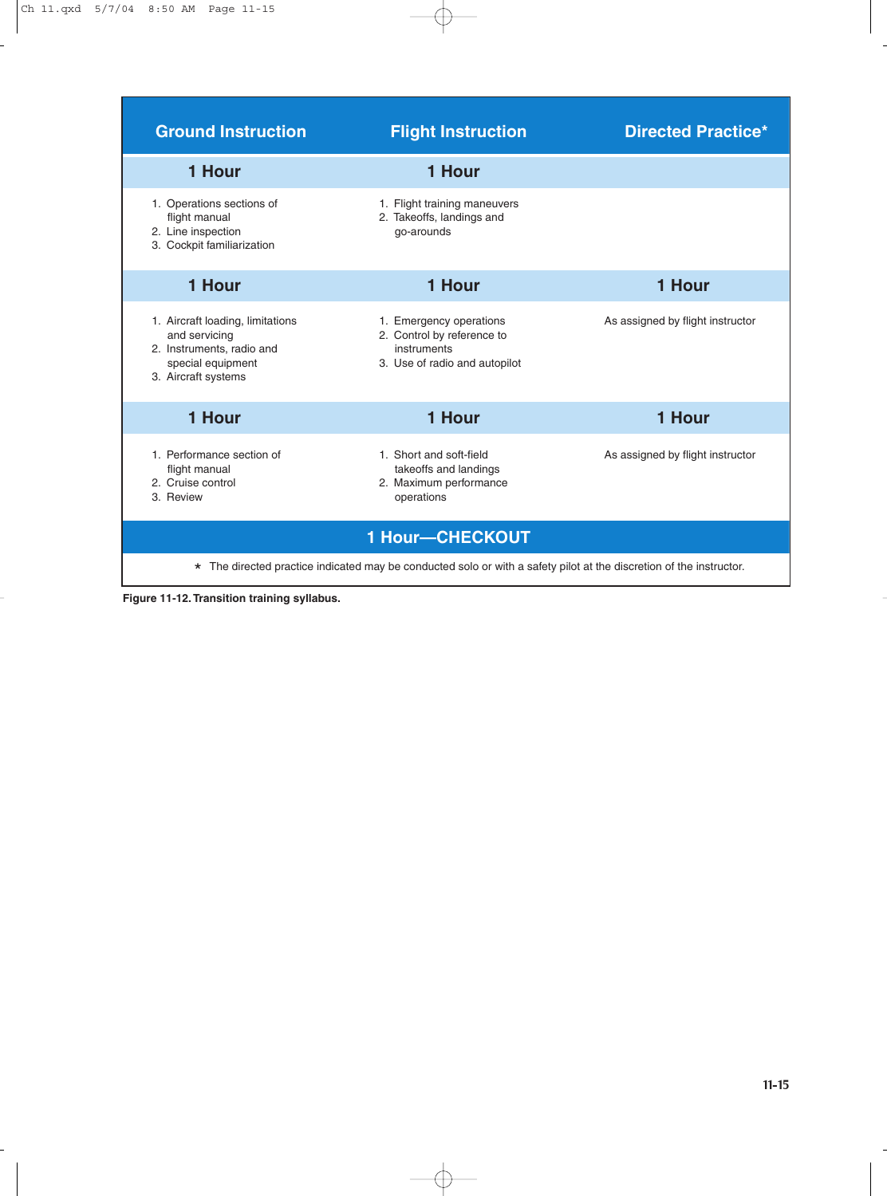| Ground Instruction | Flight Instruction | Directed Practice* |
|---|---|---|
| **1 Hour** | **1 Hour** | |
| 1. Operations sections of flight manual<br>2. Line inspection<br>3. Cockpit familiarization | 1. Flight training maneuvers<br>2. Takeoffs, landings and go-arounds | |
| **1 Hour** | **1 Hour** | **1 Hour** |
| 1. Aircraft loading, limitations and servicing<br>2. Instruments, radio and special equipment<br>3. Aircraft systems | 1. Emergency operations<br>2. Control by reference to instruments<br>3. Use of radio and autopilot | As assigned by flight instructor |
| **1 Hour** | **1 Hour** | **1 Hour** |
| 1. Performance section of flight manual<br>2. Cruise control<br>3. Review | 1. Short and soft-field takeoffs and landings<br>2. Maximum performance operations | As assigned by flight instructor |
| **1 Hour—CHECKOUT** | | |

\* The directed practice indicated may be conducted solo or with a safety pilot at the discretion of the instructor.

**Figure 11-12. Transition training syllabus.**